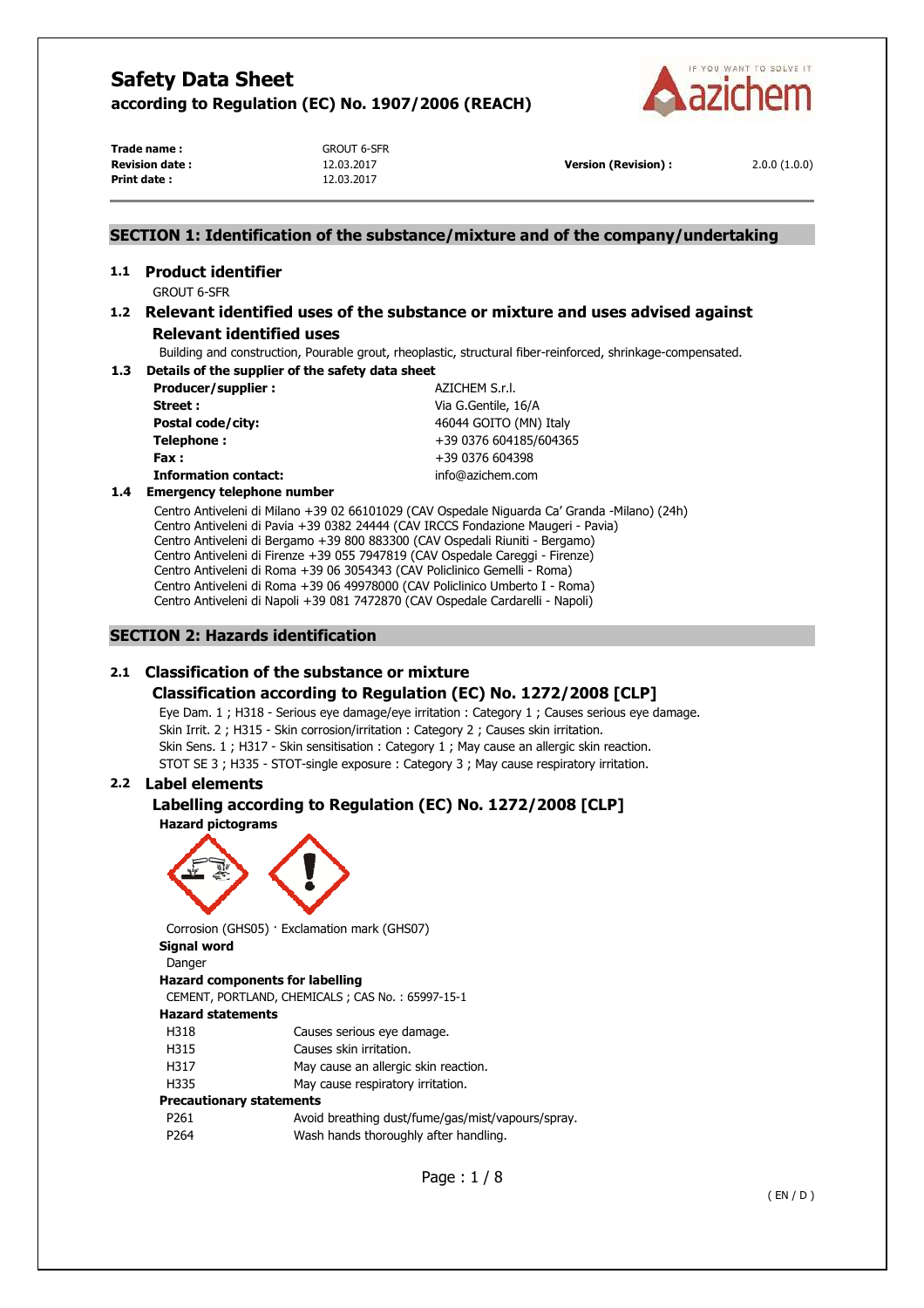# Safety Data Sheet
## according to Regulation (EC) No. 1907/2006 (REACH)

| | | | |
|---|---|---|---|
| **Trade name :** | GROUT 6-SFR | | |
| **Revision date :** | 12.03.2017 | **Version (Revision) :** | 2.0.0 (1.0.0) |
| **Print date :** | 12.03.2017 | | |

## SECTION 1: Identification of the substance/mixture and of the company/undertaking

### 1.1 Product identifier

GROUT 6-SFR

### 1.2 Relevant identified uses of the substance or mixture and uses advised against

**Relevant identified uses**

Building and construction, Pourable grout, rheoplastic, structural fiber-reinforced, shrinkage-compensated.

### 1.3 Details of the supplier of the safety data sheet

| | |
|---|---|
| **Producer/supplier :** | AZICHEM S.r.l. |
| **Street :** | Via G.Gentile, 16/A |
| **Postal code/city:** | 46044 GOITO (MN) Italy |
| **Telephone :** | +39 0376 604185/604365 |
| **Fax :** | +39 0376 604398 |
| **Information contact:** | info@azichem.com |

### 1.4 Emergency telephone number

Centro Antiveleni di Milano +39 02 66101029 (CAV Ospedale Niguarda Ca' Granda -Milano) (24h)
Centro Antiveleni di Pavia +39 0382 24444 (CAV IRCCS Fondazione Maugeri - Pavia)
Centro Antiveleni di Bergamo +39 800 883300 (CAV Ospedali Riuniti - Bergamo)
Centro Antiveleni di Firenze +39 055 7947819 (CAV Ospedale Careggi - Firenze)
Centro Antiveleni di Roma +39 06 3054343 (CAV Policlinico Gemelli - Roma)
Centro Antiveleni di Roma +39 06 49978000 (CAV Policlinico Umberto I - Roma)
Centro Antiveleni di Napoli +39 081 7472870 (CAV Ospedale Cardarelli - Napoli)

## SECTION 2: Hazards identification

### 2.1 Classification of the substance or mixture

**Classification according to Regulation (EC) No. 1272/2008 [CLP]**

Eye Dam. 1 ; H318 - Serious eye damage/eye irritation : Category 1 ; Causes serious eye damage.
Skin Irrit. 2 ; H315 - Skin corrosion/irritation : Category 2 ; Causes skin irritation.
Skin Sens. 1 ; H317 - Skin sensitisation : Category 1 ; May cause an allergic skin reaction.
STOT SE 3 ; H335 - STOT-single exposure : Category 3 ; May cause respiratory irritation.

### 2.2 Label elements

**Labelling according to Regulation (EC) No. 1272/2008 [CLP]**

**Hazard pictograms**

Corrosion (GHS05) · Exclamation mark (GHS07)

**Signal word**

Danger

**Hazard components for labelling**

CEMENT, PORTLAND, CHEMICALS ; CAS No. : 65997-15-1

**Hazard statements**

| | |
|---|---|
| H318 | Causes serious eye damage. |
| H315 | Causes skin irritation. |
| H317 | May cause an allergic skin reaction. |
| H335 | May cause respiratory irritation. |

**Precautionary statements**

| | |
|---|---|
| P261 | Avoid breathing dust/fume/gas/mist/vapours/spray. |
| P264 | Wash hands thoroughly after handling. |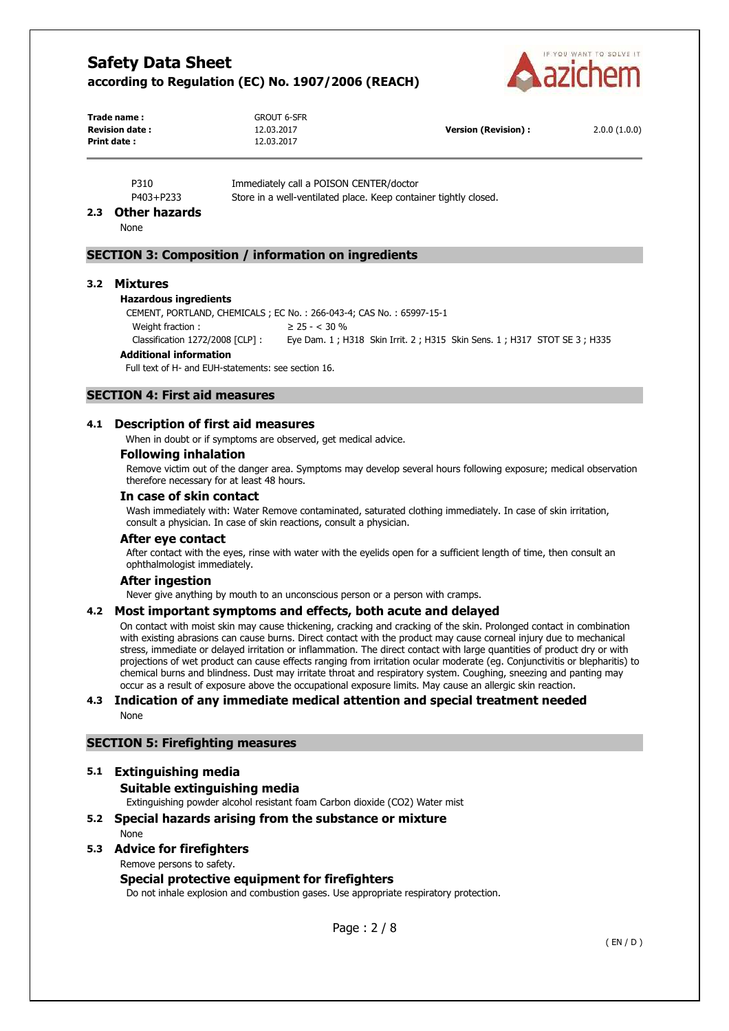| | |
|---|---|
| P310 | Immediately call a POISON CENTER/doctor |
| P403+P233 | Store in a well-ventilated place. Keep container tightly closed. |

### 2.3 Other hazards

None

## SECTION 3: Composition / information on ingredients

### 3.2 Mixtures

**Hazardous ingredients**

CEMENT, PORTLAND, CHEMICALS ; EC No. : 266-043-4; CAS No. : 65997-15-1

Weight fraction : ≥ 25 - < 30 %

Classification 1272/2008 [CLP] : Eye Dam. 1 ; H318 Skin Irrit. 2 ; H315 Skin Sens. 1 ; H317 STOT SE 3 ; H335

**Additional information**

Full text of H- and EUH-statements: see section 16.

## SECTION 4: First aid measures

### 4.1 Description of first aid measures

When in doubt or if symptoms are observed, get medical advice.

#### Following inhalation

Remove victim out of the danger area. Symptoms may develop several hours following exposure; medical observation therefore necessary for at least 48 hours.

#### In case of skin contact

Wash immediately with: Water Remove contaminated, saturated clothing immediately. In case of skin irritation, consult a physician. In case of skin reactions, consult a physician.

#### After eye contact

After contact with the eyes, rinse with water with the eyelids open for a sufficient length of time, then consult an ophthalmologist immediately.

#### After ingestion

Never give anything by mouth to an unconscious person or a person with cramps.

### 4.2 Most important symptoms and effects, both acute and delayed

On contact with moist skin may cause thickening, cracking and cracking of the skin. Prolonged contact in combination with existing abrasions can cause burns. Direct contact with the product may cause corneal injury due to mechanical stress, immediate or delayed irritation or inflammation. The direct contact with large quantities of product dry or with projections of wet product can cause effects ranging from irritation ocular moderate (eg. Conjunctivitis or blepharitis) to chemical burns and blindness. Dust may irritate throat and respiratory system. Coughing, sneezing and panting may occur as a result of exposure above the occupational exposure limits. May cause an allergic skin reaction.

### 4.3 Indication of any immediate medical attention and special treatment needed

None

## SECTION 5: Firefighting measures

### 5.1 Extinguishing media

#### Suitable extinguishing media

Extinguishing powder alcohol resistant foam Carbon dioxide ($CO_2$) Water mist

### 5.2 Special hazards arising from the substance or mixture

None

### 5.3 Advice for firefighters

Remove persons to safety.

#### Special protective equipment for firefighters

Do not inhale explosion and combustion gases. Use appropriate respiratory protection.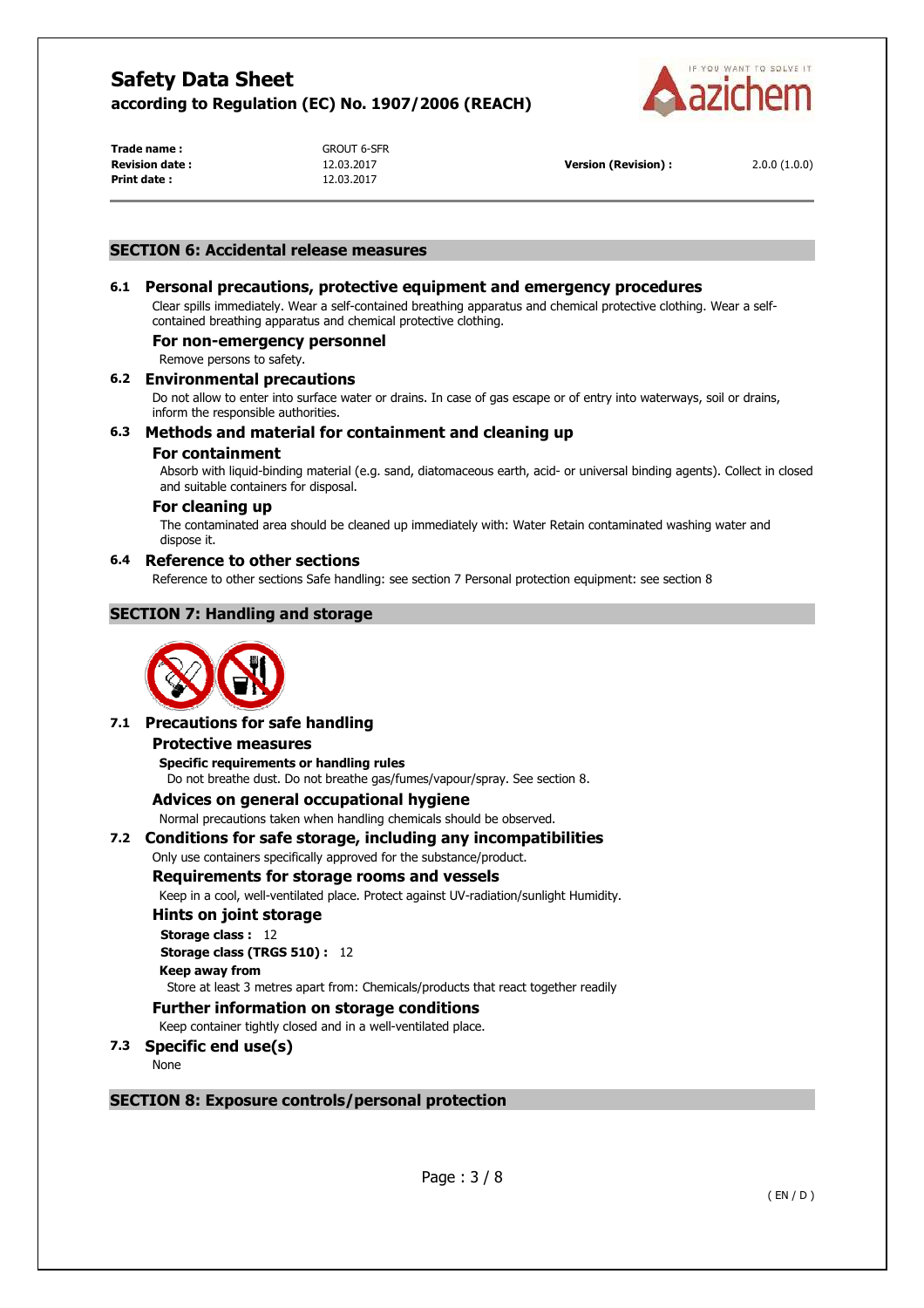## SECTION 6: Accidental release measures

### 6.1 Personal precautions, protective equipment and emergency procedures

Clear spills immediately. Wear a self-contained breathing apparatus and chemical protective clothing. Wear a self-contained breathing apparatus and chemical protective clothing.

#### For non-emergency personnel

Remove persons to safety.

### 6.2 Environmental precautions

Do not allow to enter into surface water or drains. In case of gas escape or of entry into waterways, soil or drains, inform the responsible authorities.

### 6.3 Methods and material for containment and cleaning up

#### For containment

Absorb with liquid-binding material (e.g. sand, diatomaceous earth, acid- or universal binding agents). Collect in closed and suitable containers for disposal.

#### For cleaning up

The contaminated area should be cleaned up immediately with: Water Retain contaminated washing water and dispose it.

### 6.4 Reference to other sections

Reference to other sections Safe handling: see section 7 Personal protection equipment: see section 8

## SECTION 7: Handling and storage

### 7.1 Precautions for safe handling

#### Protective measures

**Specific requirements or handling rules**

Do not breathe dust. Do not breathe gas/fumes/vapour/spray. See section 8.

#### Advices on general occupational hygiene

Normal precautions taken when handling chemicals should be observed.

### 7.2 Conditions for safe storage, including any incompatibilities

Only use containers specifically approved for the substance/product.

#### Requirements for storage rooms and vessels

Keep in a cool, well-ventilated place. Protect against UV-radiation/sunlight Humidity.

#### Hints on joint storage

**Storage class :** 12

**Storage class (TRGS 510) :** 12

**Keep away from**

Store at least 3 metres apart from: Chemicals/products that react together readily

#### Further information on storage conditions

Keep container tightly closed and in a well-ventilated place.

### 7.3 Specific end use(s)

None

## SECTION 8: Exposure controls/personal protection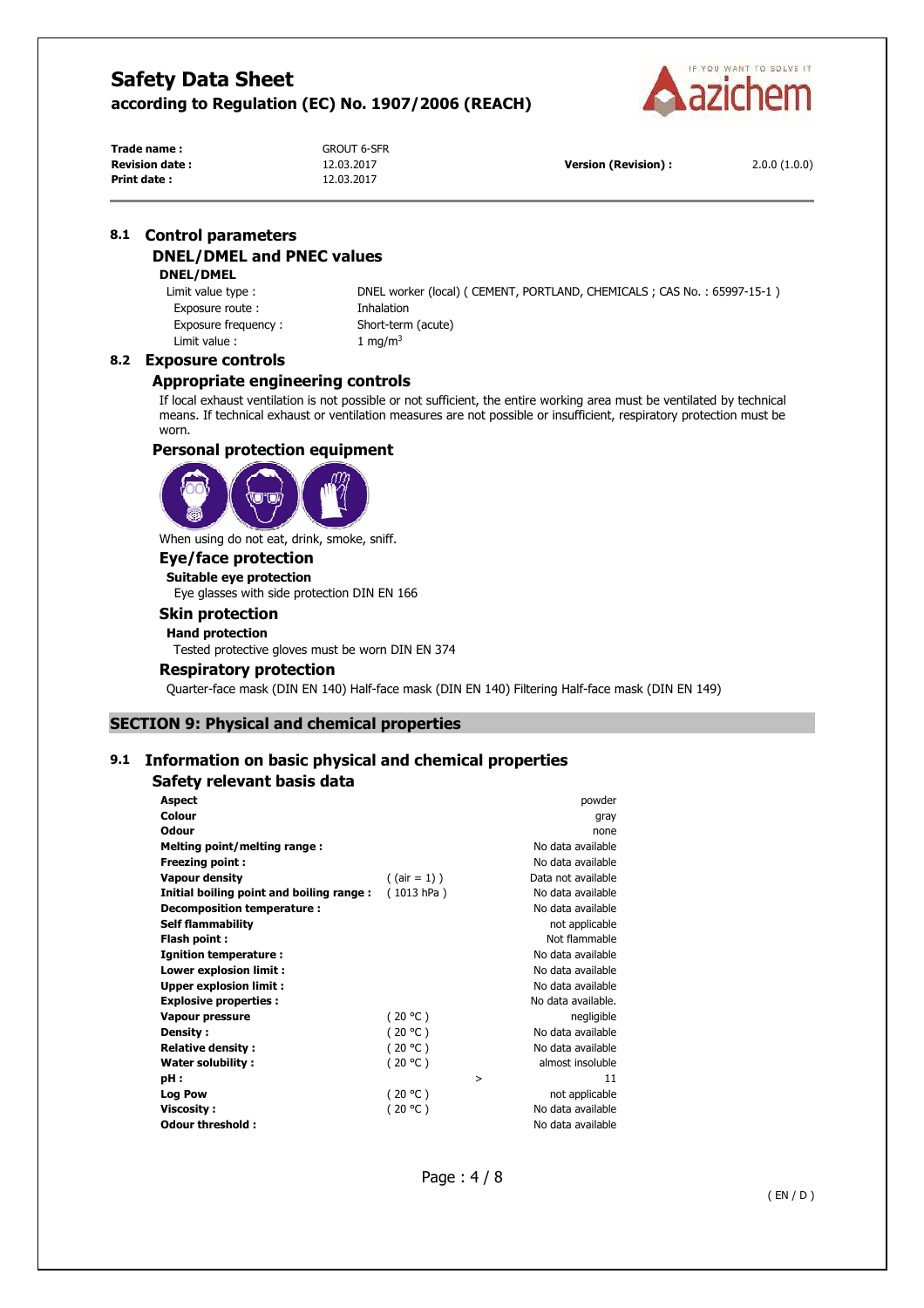### 8.1 Control parameters

#### DNEL/DMEL and PNEC values

**DNEL/DMEL**

| | |
|---|---|
| Limit value type : | DNEL worker (local) ( CEMENT, PORTLAND, CHEMICALS ; CAS No. : 65997-15-1 ) |
| Exposure route : | Inhalation |
| Exposure frequency : | Short-term (acute) |
| Limit value : | 1 mg/m$^3$ |

### 8.2 Exposure controls

#### Appropriate engineering controls

If local exhaust ventilation is not possible or not sufficient, the entire working area must be ventilated by technical means. If technical exhaust or ventilation measures are not possible or insufficient, respiratory protection must be worn.

#### Personal protection equipment

When using do not eat, drink, smoke, sniff.

#### Eye/face protection

**Suitable eye protection**

Eye glasses with side protection DIN EN 166

#### Skin protection

**Hand protection**

Tested protective gloves must be worn DIN EN 374

#### Respiratory protection

Quarter-face mask (DIN EN 140) Half-face mask (DIN EN 140) Filtering Half-face mask (DIN EN 149)

## SECTION 9: Physical and chemical properties

### 9.1 Information on basic physical and chemical properties

#### Safety relevant basis data

| Property | Condition | | Value |
|---|---|---|---|
| **Aspect** | | | powder |
| **Colour** | | | gray |
| **Odour** | | | none |
| **Melting point/melting range :** | | | No data available |
| **Freezing point :** | | | No data available |
| **Vapour density** | ( (air = 1) ) | | Data not available |
| **Initial boiling point and boiling range :** | ( 1013 hPa ) | | No data available |
| **Decomposition temperature :** | | | No data available |
| **Self flammability** | | | not applicable |
| **Flash point :** | | | Not flammable |
| **Ignition temperature :** | | | No data available |
| **Lower explosion limit :** | | | No data available |
| **Upper explosion limit :** | | | No data available |
| **Explosive properties :** | | | No data available. |
| **Vapour pressure** | ( 20 °C ) | | negligible |
| **Density :** | ( 20 °C ) | | No data available |
| **Relative density :** | ( 20 °C ) | | No data available |
| **Water solubility :** | ( 20 °C ) | | almost insoluble |
| **pH :** | | > | 11 |
| **Log Pow** | ( 20 °C ) | | not applicable |
| **Viscosity :** | ( 20 °C ) | | No data available |
| **Odour threshold :** | | | No data available |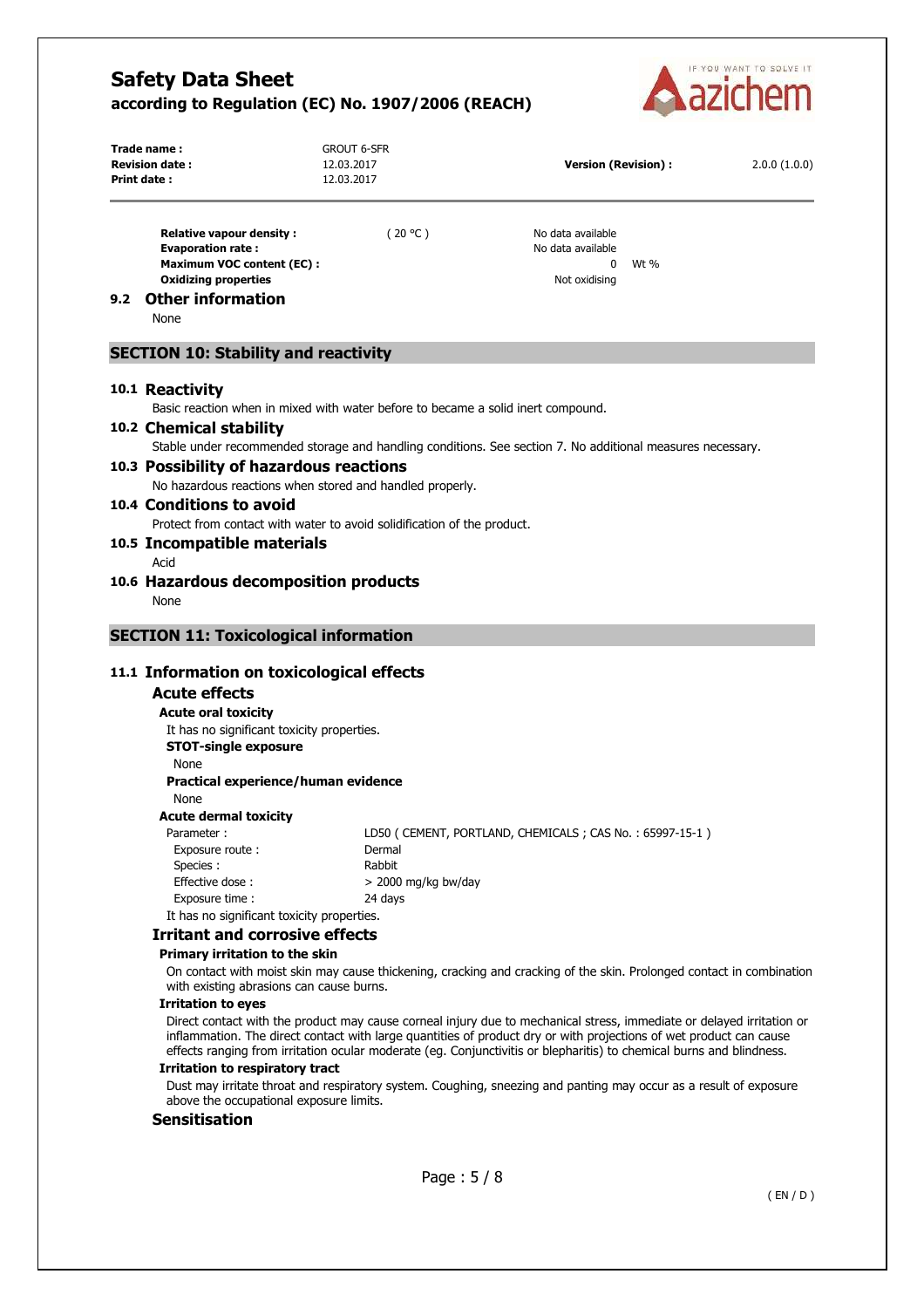| | | | |
|---|---|---|---|
| **Relative vapour density :** | ( 20 °C ) | No data available | |
| **Evaporation rate :** | | No data available | |
| **Maximum VOC content (EC) :** | | 0 | Wt % |
| **Oxidizing properties** | | Not oxidising | |

## 9.2 Other information

None

# SECTION 10: Stability and reactivity

## 10.1 Reactivity

Basic reaction when in mixed with water before to became a solid inert compound.

## 10.2 Chemical stability

Stable under recommended storage and handling conditions. See section 7. No additional measures necessary.

## 10.3 Possibility of hazardous reactions

No hazardous reactions when stored and handled properly.

## 10.4 Conditions to avoid

Protect from contact with water to avoid solidification of the product.

## 10.5 Incompatible materials

Acid

## 10.6 Hazardous decomposition products

None

# SECTION 11: Toxicological information

## 11.1 Information on toxicological effects

### Acute effects

**Acute oral toxicity**

It has no significant toxicity properties.

**STOT-single exposure**

None

**Practical experience/human evidence**

None

**Acute dermal toxicity**

| | |
|---|---|
| Parameter : | LD50 ( CEMENT, PORTLAND, CHEMICALS ; CAS No. : 65997-15-1 ) |
| Exposure route : | Dermal |
| Species : | Rabbit |
| Effective dose : | > 2000 mg/kg bw/day |
| Exposure time : | 24 days |

It has no significant toxicity properties.

### Irritant and corrosive effects

**Primary irritation to the skin**

On contact with moist skin may cause thickening, cracking and cracking of the skin. Prolonged contact in combination with existing abrasions can cause burns.

**Irritation to eyes**

Direct contact with the product may cause corneal injury due to mechanical stress, immediate or delayed irritation or inflammation. The direct contact with large quantities of product dry or with projections of wet product can cause effects ranging from irritation ocular moderate (eg. Conjunctivitis or blepharitis) to chemical burns and blindness.

**Irritation to respiratory tract**

Dust may irritate throat and respiratory system. Coughing, sneezing and panting may occur as a result of exposure above the occupational exposure limits.

### Sensitisation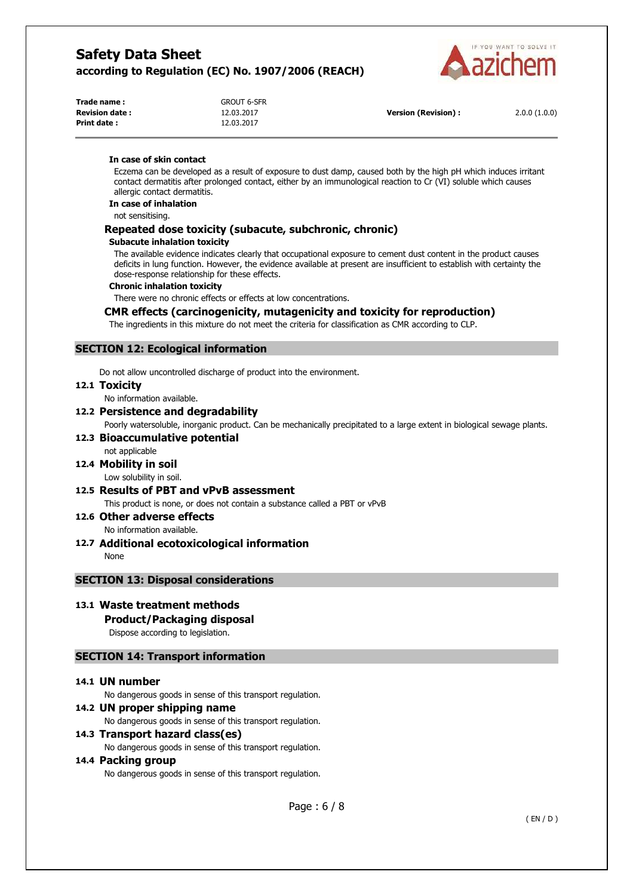**In case of skin contact**

Eczema can be developed as a result of exposure to dust damp, caused both by the high pH which induces irritant contact dermatitis after prolonged contact, either by an immunological reaction to Cr (VI) soluble which causes allergic contact dermatitis.

**In case of inhalation**

not sensitising.

### Repeated dose toxicity (subacute, subchronic, chronic)

**Subacute inhalation toxicity**

The available evidence indicates clearly that occupational exposure to cement dust content in the product causes deficits in lung function. However, the evidence available at present are insufficient to establish with certainty the dose-response relationship for these effects.

**Chronic inhalation toxicity**

There were no chronic effects or effects at low concentrations.

### CMR effects (carcinogenicity, mutagenicity and toxicity for reproduction)

The ingredients in this mixture do not meet the criteria for classification as CMR according to CLP.

## SECTION 12: Ecological information

Do not allow uncontrolled discharge of product into the environment.

### 12.1 Toxicity

No information available.

### 12.2 Persistence and degradability

Poorly watersoluble, inorganic product. Can be mechanically precipitated to a large extent in biological sewage plants.

### 12.3 Bioaccumulative potential

not applicable

### 12.4 Mobility in soil

Low solubility in soil.

### 12.5 Results of PBT and vPvB assessment

This product is none, or does not contain a substance called a PBT or vPvB

### 12.6 Other adverse effects

No information available.

### 12.7 Additional ecotoxicological information

None

## SECTION 13: Disposal considerations

### 13.1 Waste treatment methods

**Product/Packaging disposal**

Dispose according to legislation.

## SECTION 14: Transport information

### 14.1 UN number

No dangerous goods in sense of this transport regulation.

### 14.2 UN proper shipping name

No dangerous goods in sense of this transport regulation.

### 14.3 Transport hazard class(es)

No dangerous goods in sense of this transport regulation.

### 14.4 Packing group

No dangerous goods in sense of this transport regulation.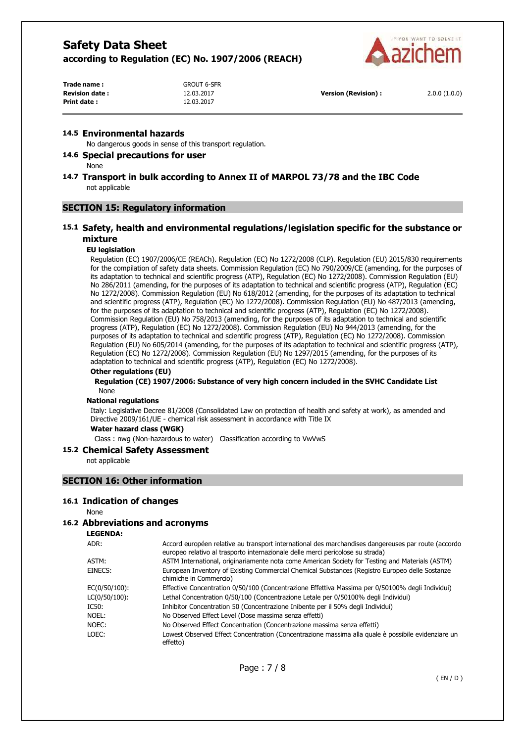### 14.5 Environmental hazards

No dangerous goods in sense of this transport regulation.

### 14.6 Special precautions for user

None

### 14.7 Transport in bulk according to Annex II of MARPOL 73/78 and the IBC Code

not applicable

## SECTION 15: Regulatory information

### 15.1 Safety, health and environmental regulations/legislation specific for the substance or mixture

**EU legislation**

Regulation (EC) 1907/2006/CE (REACh). Regulation (EC) No 1272/2008 (CLP). Regulation (EU) 2015/830 requirements for the compilation of safety data sheets. Commission Regulation (EC) No 790/2009/CE (amending, for the purposes of its adaptation to technical and scientific progress (ATP), Regulation (EC) No 1272/2008). Commission Regulation (EU) No 286/2011 (amending, for the purposes of its adaptation to technical and scientific progress (ATP), Regulation (EC) No 1272/2008). Commission Regulation (EU) No 618/2012 (amending, for the purposes of its adaptation to technical and scientific progress (ATP), Regulation (EC) No 1272/2008). Commission Regulation (EU) No 487/2013 (amending, for the purposes of its adaptation to technical and scientific progress (ATP), Regulation (EC) No 1272/2008). Commission Regulation (EU) No 758/2013 (amending, for the purposes of its adaptation to technical and scientific progress (ATP), Regulation (EC) No 1272/2008). Commission Regulation (EU) No 944/2013 (amending, for the purposes of its adaptation to technical and scientific progress (ATP), Regulation (EC) No 1272/2008). Commission Regulation (EU) No 605/2014 (amending, for the purposes of its adaptation to technical and scientific progress (ATP), Regulation (EC) No 1272/2008). Commission Regulation (EU) No 1297/2015 (amending, for the purposes of its adaptation to technical and scientific progress (ATP), Regulation (EC) No 1272/2008).

**Other regulations (EU)**

**Regulation (CE) 1907/2006: Substance of very high concern included in the SVHC Candidate List**

None

**National regulations**

Italy: Legislative Decree 81/2008 (Consolidated Law on protection of health and safety at work), as amended and Directive 2009/161/UE - chemical risk assessment in accordance with Title IX

**Water hazard class (WGK)**

Class : nwg (Non-hazardous to water)   Classification according to VwVwS

### 15.2 Chemical Safety Assessment

not applicable

## SECTION 16: Other information

### 16.1 Indication of changes

None

### 16.2 Abbreviations and acronyms

**LEGENDA:**

| | |
|---|---|
| ADR: | Accord européen relative au transport international des marchandises dangereuses par route (accordo europeo relativo al trasporto internazionale delle merci pericolose su strada) |
| ASTM: | ASTM International, originariamente nota come American Society for Testing and Materials (ASTM) |
| EINECS: | European Inventory of Existing Commercial Chemical Substances (Registro Europeo delle Sostanze chimiche in Commercio) |
| EC(0/50/100): | Effective Concentration 0/50/100 (Concentrazione Effettiva Massima per 0/50100% degli Individui) |
| LC(0/50/100): | Lethal Concentration 0/50/100 (Concentrazione Letale per 0/50100% degli Individui) |
| IC50: | Inhibitor Concentration 50 (Concentrazione Inibente per il 50% degli Individui) |
| NOEL: | No Observed Effect Level (Dose massima senza effetti) |
| NOEC: | No Observed Effect Concentration (Concentrazione massima senza effetti) |
| LOEC: | Lowest Observed Effect Concentration (Concentrazione massima alla quale è possibile evidenziare un effetto) |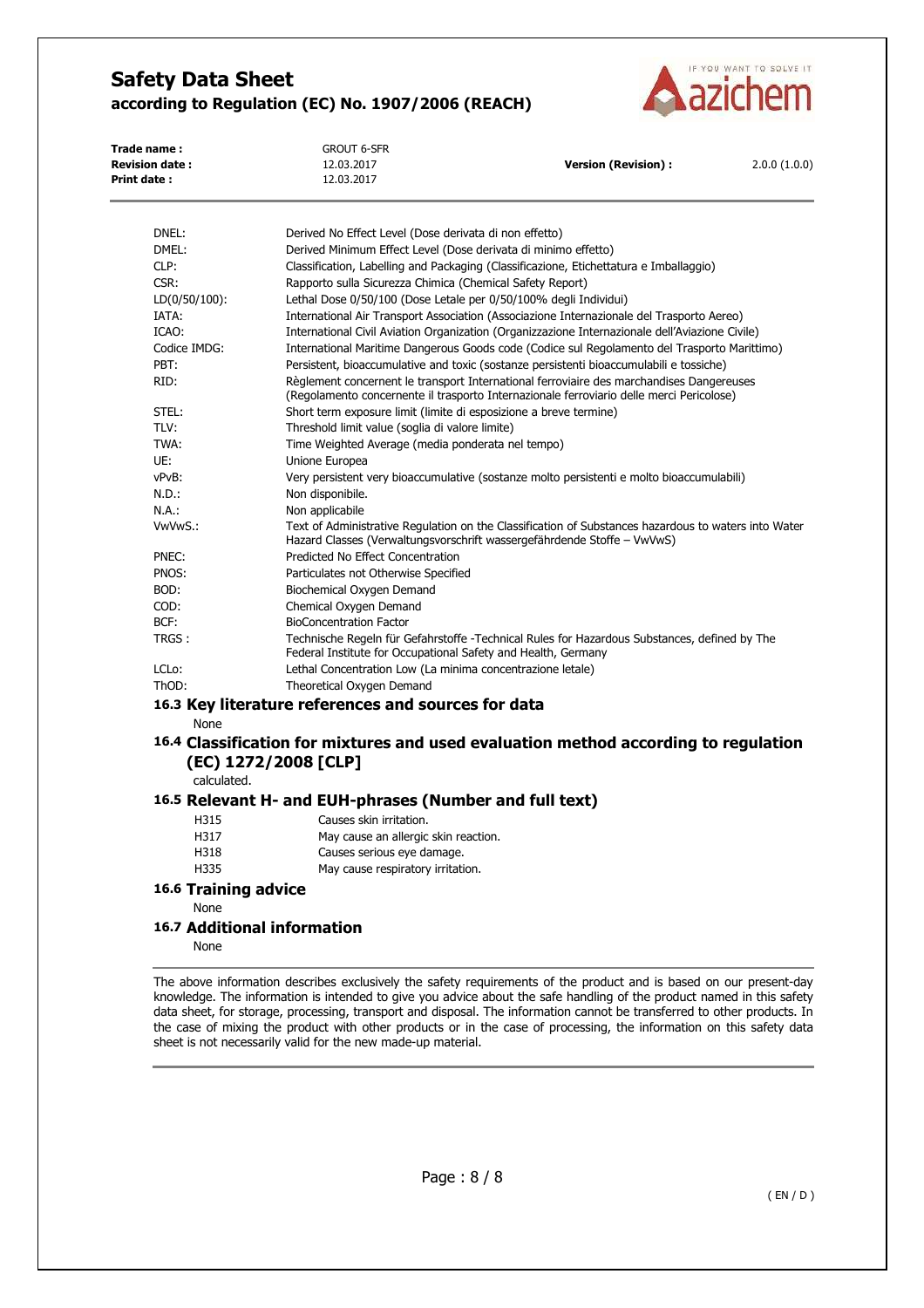| | |
|---|---|
| DNEL: | Derived No Effect Level (Dose derivata di non effetto) |
| DMEL: | Derived Minimum Effect Level (Dose derivata di minimo effetto) |
| CLP: | Classification, Labelling and Packaging (Classificazione, Etichettatura e Imballaggio) |
| CSR: | Rapporto sulla Sicurezza Chimica (Chemical Safety Report) |
| LD(0/50/100): | Lethal Dose 0/50/100 (Dose Letale per 0/50/100% degli Individui) |
| IATA: | International Air Transport Association (Associazione Internazionale del Trasporto Aereo) |
| ICAO: | International Civil Aviation Organization (Organizzazione Internazionale dell'Aviazione Civile) |
| Codice IMDG: | International Maritime Dangerous Goods code (Codice sul Regolamento del Trasporto Marittimo) |
| PBT: | Persistent, bioaccumulative and toxic (sostanze persistenti bioaccumulabili e tossiche) |
| RID: | Règlement concernent le transport International ferroviaire des marchandises Dangereuses (Regolamento concernente il trasporto Internazionale ferroviario delle merci Pericolose) |
| STEL: | Short term exposure limit (limite di esposizione a breve termine) |
| TLV: | Threshold limit value (soglia di valore limite) |
| TWA: | Time Weighted Average (media ponderata nel tempo) |
| UE: | Unione Europea |
| vPvB: | Very persistent very bioaccumulative (sostanze molto persistenti e molto bioaccumulabili) |
| N.D.: | Non disponibile. |
| N.A.: | Non applicabile |
| VwVwS.: | Text of Administrative Regulation on the Classification of Substances hazardous to waters into Water Hazard Classes (Verwaltungsvorschrift wassergefährdende Stoffe – VwVwS) |
| PNEC: | Predicted No Effect Concentration |
| PNOS: | Particulates not Otherwise Specified |
| BOD: | Biochemical Oxygen Demand |
| COD: | Chemical Oxygen Demand |
| BCF: | BioConcentration Factor |
| TRGS : | Technische Regeln für Gefahrstoffe -Technical Rules for Hazardous Substances, defined by The Federal Institute for Occupational Safety and Health, Germany |
| LCLo: | Lethal Concentration Low (La minima concentrazione letale) |
| ThOD: | Theoretical Oxygen Demand |

### 16.3 Key literature references and sources for data

None

### 16.4 Classification for mixtures and used evaluation method according to regulation (EC) 1272/2008 [CLP]

calculated.

### 16.5 Relevant H- and EUH-phrases (Number and full text)

| | |
|---|---|
| H315 | Causes skin irritation. |
| H317 | May cause an allergic skin reaction. |
| H318 | Causes serious eye damage. |
| H335 | May cause respiratory irritation. |

### 16.6 Training advice

None

### 16.7 Additional information

None

The above information describes exclusively the safety requirements of the product and is based on our present-day knowledge. The information is intended to give you advice about the safe handling of the product named in this safety data sheet, for storage, processing, transport and disposal. The information cannot be transferred to other products. In the case of mixing the product with other products or in the case of processing, the information on this safety data sheet is not necessarily valid for the new made-up material.